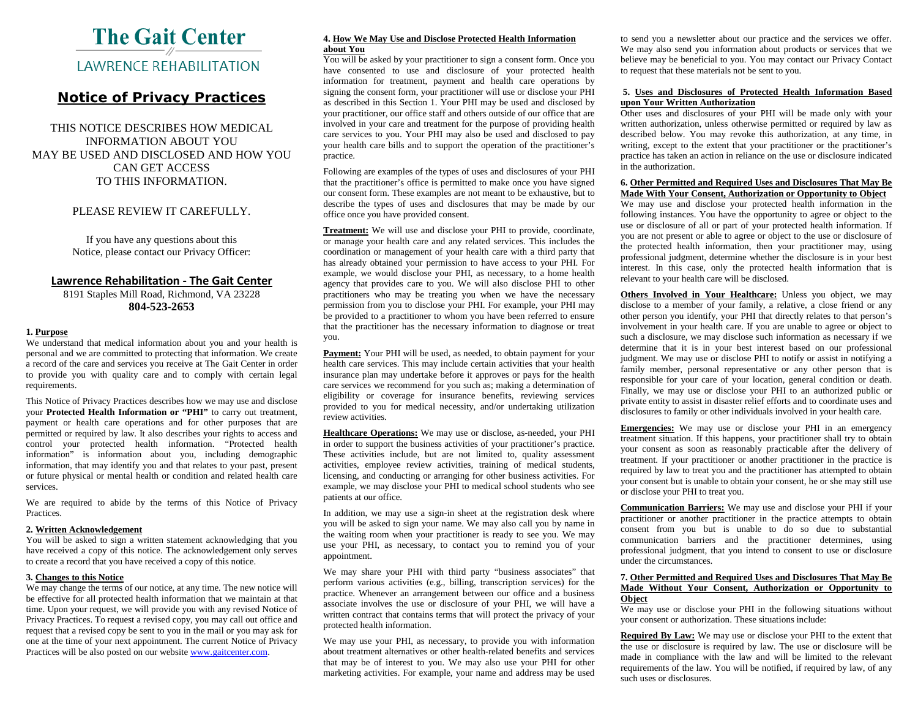# The Gait Center

LAWRENCE REHABILITATION

## Notice of Privacy Practices

THIS NOTICE DESCRIBES HOW MEDICAL INFORMATION ABOUT YOU MAY BE USED AND DISCLOSED AND HOW YOU CAN GET ACCESS TO THIS INFORMATION.

PLEASE REVIEW IT CAREFULLY.

If you have any questions about this Notice, please contact our Privacy Officer:

**Lawrence Rehabilitation - The Gait Center**
8191 Staples Mill Road, Richmond, VA 23228
**804-523-2653**

### 1. Purpose

We understand that medical information about you and your health is personal and we are committed to protecting that information. We create a record of the care and services you receive at The Gait Center in order to provide you with quality care and to comply with certain legal requirements.

This Notice of Privacy Practices describes how we may use and disclose your **Protected Health Information or "PHI"** to carry out treatment, payment or health care operations and for other purposes that are permitted or required by law. It also describes your rights to access and control your protected health information. "Protected health information" is information about you, including demographic information, that may identify you and that relates to your past, present or future physical or mental health or condition and related health care services.

We are required to abide by the terms of this Notice of Privacy Practices.

### 2. Written Acknowledgement

You will be asked to sign a written statement acknowledging that you have received a copy of this notice. The acknowledgement only serves to create a record that you have received a copy of this notice.

### 3. Changes to this Notice

We may change the terms of our notice, at any time. The new notice will be effective for all protected health information that we maintain at that time. Upon your request, we will provide you with any revised Notice of Privacy Practices. To request a revised copy, you may call our office and request that a revised copy be sent to you in the mail or you may ask for one at the time of your next appointment. The current Notice of Privacy Practices will be also posted on our website www.gaitcenter.com.

### 4. How We May Use and Disclose Protected Health Information about You

You will be asked by your practitioner to sign a consent form. Once you have consented to use and disclosure of your protected health information for treatment, payment and health care operations by signing the consent form, your practitioner will use or disclose your PHI as described in this Section 1. Your PHI may be used and disclosed by your practitioner, our office staff and others outside of our office that are involved in your care and treatment for the purpose of providing health care services to you. Your PHI may also be used and disclosed to pay your health care bills and to support the operation of the practitioner's practice.

Following are examples of the types of uses and disclosures of your PHI that the practitioner's office is permitted to make once you have signed our consent form. These examples are not meant to be exhaustive, but to describe the types of uses and disclosures that may be made by our office once you have provided consent.

**Treatment:** We will use and disclose your PHI to provide, coordinate, or manage your health care and any related services. This includes the coordination or management of your health care with a third party that has already obtained your permission to have access to your PHI. For example, we would disclose your PHI, as necessary, to a home health agency that provides care to you. We will also disclose PHI to other practitioners who may be treating you when we have the necessary permission from you to disclose your PHI. For example, your PHI may be provided to a practitioner to whom you have been referred to ensure that the practitioner has the necessary information to diagnose or treat you.

**Payment:** Your PHI will be used, as needed, to obtain payment for your health care services. This may include certain activities that your health insurance plan may undertake before it approves or pays for the health care services we recommend for you such as; making a determination of eligibility or coverage for insurance benefits, reviewing services provided to you for medical necessity, and/or undertaking utilization review activities.

**Healthcare Operations:** We may use or disclose, as-needed, your PHI in order to support the business activities of your practitioner's practice. These activities include, but are not limited to, quality assessment activities, employee review activities, training of medical students, licensing, and conducting or arranging for other business activities. For example, we may disclose your PHI to medical school students who see patients at our office.

In addition, we may use a sign-in sheet at the registration desk where you will be asked to sign your name. We may also call you by name in the waiting room when your practitioner is ready to see you. We may use your PHI, as necessary, to contact you to remind you of your appointment.

We may share your PHI with third party "business associates" that perform various activities (e.g., billing, transcription services) for the practice. Whenever an arrangement between our office and a business associate involves the use or disclosure of your PHI, we will have a written contract that contains terms that will protect the privacy of your protected health information.

We may use your PHI, as necessary, to provide you with information about treatment alternatives or other health-related benefits and services that may be of interest to you. We may also use your PHI for other marketing activities. For example, your name and address may be used to send you a newsletter about our practice and the services we offer. We may also send you information about products or services that we believe may be beneficial to you. You may contact our Privacy Contact to request that these materials not be sent to you.

### 5. Uses and Disclosures of Protected Health Information Based upon Your Written Authorization

Other uses and disclosures of your PHI will be made only with your written authorization, unless otherwise permitted or required by law as described below. You may revoke this authorization, at any time, in writing, except to the extent that your practitioner or the practitioner's practice has taken an action in reliance on the use or disclosure indicated in the authorization.

### 6. Other Permitted and Required Uses and Disclosures That May Be Made With Your Consent, Authorization or Opportunity to Object

We may use and disclose your protected health information in the following instances. You have the opportunity to agree or object to the use or disclosure of all or part of your protected health information. If you are not present or able to agree or object to the use or disclosure of the protected health information, then your practitioner may, using professional judgment, determine whether the disclosure is in your best interest. In this case, only the protected health information that is relevant to your health care will be disclosed.

**Others Involved in Your Healthcare:** Unless you object, we may disclose to a member of your family, a relative, a close friend or any other person you identify, your PHI that directly relates to that person's involvement in your health care. If you are unable to agree or object to such a disclosure, we may disclose such information as necessary if we determine that it is in your best interest based on our professional judgment. We may use or disclose PHI to notify or assist in notifying a family member, personal representative or any other person that is responsible for your care of your location, general condition or death. Finally, we may use or disclose your PHI to an authorized public or private entity to assist in disaster relief efforts and to coordinate uses and disclosures to family or other individuals involved in your health care.

**Emergencies:** We may use or disclose your PHI in an emergency treatment situation. If this happens, your practitioner shall try to obtain your consent as soon as reasonably practicable after the delivery of treatment. If your practitioner or another practitioner in the practice is required by law to treat you and the practitioner has attempted to obtain your consent but is unable to obtain your consent, he or she may still use or disclose your PHI to treat you.

**Communication Barriers:** We may use and disclose your PHI if your practitioner or another practitioner in the practice attempts to obtain consent from you but is unable to do so due to substantial communication barriers and the practitioner determines, using professional judgment, that you intend to consent to use or disclosure under the circumstances.

### 7. Other Permitted and Required Uses and Disclosures That May Be Made Without Your Consent, Authorization or Opportunity to Object

We may use or disclose your PHI in the following situations without your consent or authorization. These situations include:

**Required By Law:** We may use or disclose your PHI to the extent that the use or disclosure is required by law. The use or disclosure will be made in compliance with the law and will be limited to the relevant requirements of the law. You will be notified, if required by law, of any such uses or disclosures.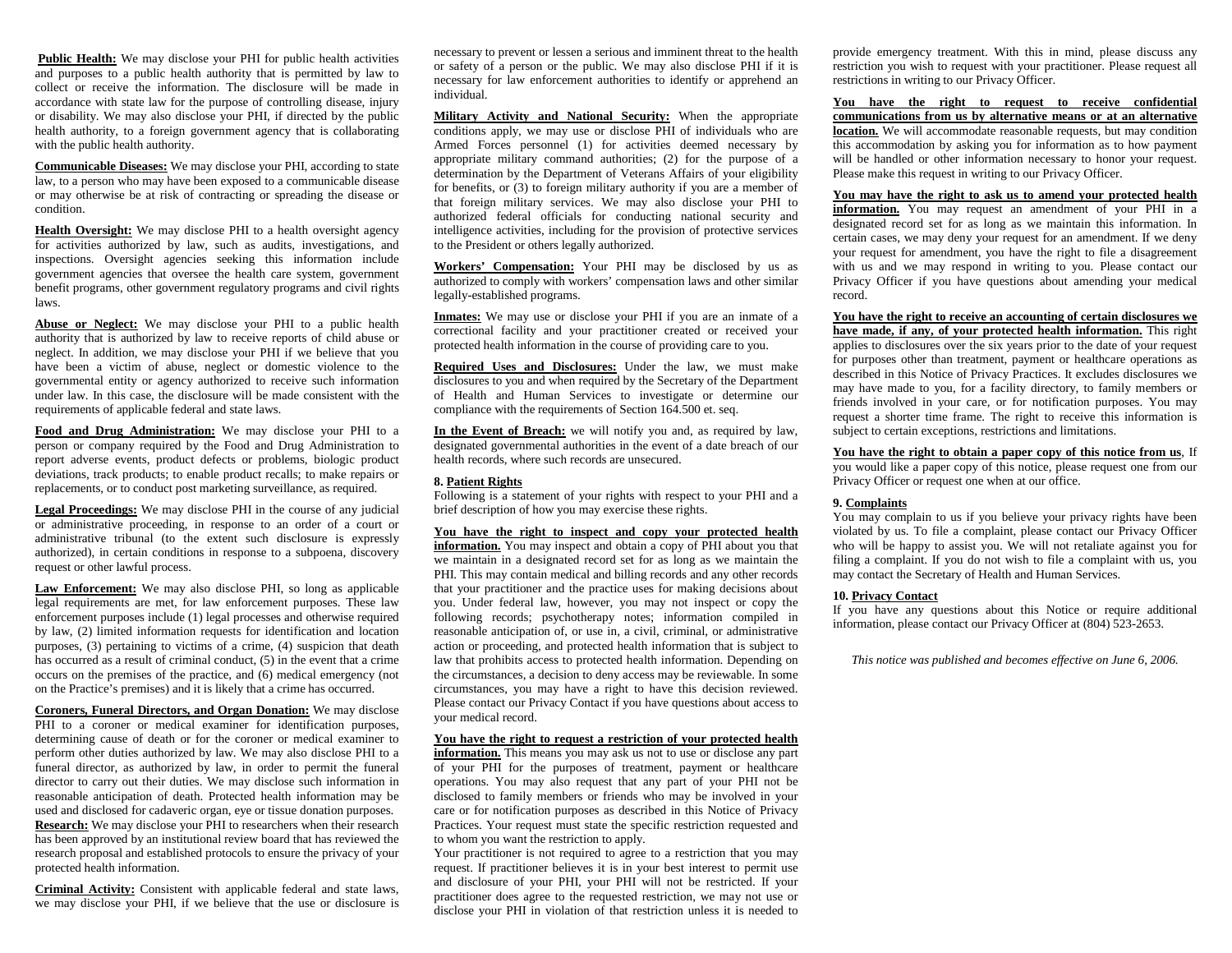**Public Health:** We may disclose your PHI for public health activities and purposes to a public health authority that is permitted by law to collect or receive the information. The disclosure will be made in accordance with state law for the purpose of controlling disease, injury or disability. We may also disclose your PHI, if directed by the public health authority, to a foreign government agency that is collaborating with the public health authority.

**Communicable Diseases:** We may disclose your PHI, according to state law, to a person who may have been exposed to a communicable disease or may otherwise be at risk of contracting or spreading the disease or condition.

**Health Oversight:** We may disclose PHI to a health oversight agency for activities authorized by law, such as audits, investigations, and inspections. Oversight agencies seeking this information include government agencies that oversee the health care system, government benefit programs, other government regulatory programs and civil rights laws.

**Abuse or Neglect:** We may disclose your PHI to a public health authority that is authorized by law to receive reports of child abuse or neglect. In addition, we may disclose your PHI if we believe that you have been a victim of abuse, neglect or domestic violence to the governmental entity or agency authorized to receive such information under law. In this case, the disclosure will be made consistent with the requirements of applicable federal and state laws.

**Food and Drug Administration:** We may disclose your PHI to a person or company required by the Food and Drug Administration to report adverse events, product defects or problems, biologic product deviations, track products; to enable product recalls; to make repairs or replacements, or to conduct post marketing surveillance, as required.

**Legal Proceedings:** We may disclose PHI in the course of any judicial or administrative proceeding, in response to an order of a court or administrative tribunal (to the extent such disclosure is expressly authorized), in certain conditions in response to a subpoena, discovery request or other lawful process.

**Law Enforcement:** We may also disclose PHI, so long as applicable legal requirements are met, for law enforcement purposes. These law enforcement purposes include (1) legal processes and otherwise required by law, (2) limited information requests for identification and location purposes, (3) pertaining to victims of a crime, (4) suspicion that death has occurred as a result of criminal conduct, (5) in the event that a crime occurs on the premises of the practice, and (6) medical emergency (not on the Practice's premises) and it is likely that a crime has occurred.

**Coroners, Funeral Directors, and Organ Donation:** We may disclose PHI to a coroner or medical examiner for identification purposes, determining cause of death or for the coroner or medical examiner to perform other duties authorized by law. We may also disclose PHI to a funeral director, as authorized by law, in order to permit the funeral director to carry out their duties. We may disclose such information in reasonable anticipation of death. Protected health information may be used and disclosed for cadaveric organ, eye or tissue donation purposes.

**Research:** We may disclose your PHI to researchers when their research has been approved by an institutional review board that has reviewed the research proposal and established protocols to ensure the privacy of your protected health information.

**Criminal Activity:** Consistent with applicable federal and state laws, we may disclose your PHI, if we believe that the use or disclosure is necessary to prevent or lessen a serious and imminent threat to the health or safety of a person or the public. We may also disclose PHI if it is necessary for law enforcement authorities to identify or apprehend an individual.

**Military Activity and National Security:** When the appropriate conditions apply, we may use or disclose PHI of individuals who are Armed Forces personnel (1) for activities deemed necessary by appropriate military command authorities; (2) for the purpose of a determination by the Department of Veterans Affairs of your eligibility for benefits, or (3) to foreign military authority if you are a member of that foreign military services. We may also disclose your PHI to authorized federal officials for conducting national security and intelligence activities, including for the provision of protective services to the President or others legally authorized.

**Workers' Compensation:** Your PHI may be disclosed by us as authorized to comply with workers' compensation laws and other similar legally-established programs.

**Inmates:** We may use or disclose your PHI if you are an inmate of a correctional facility and your practitioner created or received your protected health information in the course of providing care to you.

**Required Uses and Disclosures:** Under the law, we must make disclosures to you and when required by the Secretary of the Department of Health and Human Services to investigate or determine our compliance with the requirements of Section 164.500 et. seq.

**In the Event of Breach:** we will notify you and, as required by law, designated governmental authorities in the event of a date breach of our health records, where such records are unsecured.

### 8. Patient Rights

Following is a statement of your rights with respect to your PHI and a brief description of how you may exercise these rights.

**You have the right to inspect and copy your protected health information.** You may inspect and obtain a copy of PHI about you that we maintain in a designated record set for as long as we maintain the PHI. This may contain medical and billing records and any other records that your practitioner and the practice uses for making decisions about you. Under federal law, however, you may not inspect or copy the following records; psychotherapy notes; information compiled in reasonable anticipation of, or use in, a civil, criminal, or administrative action or proceeding, and protected health information that is subject to law that prohibits access to protected health information. Depending on the circumstances, a decision to deny access may be reviewable. In some circumstances, you may have a right to have this decision reviewed. Please contact our Privacy Contact if you have questions about access to your medical record.

**You have the right to request a restriction of your protected health information.** This means you may ask us not to use or disclose any part of your PHI for the purposes of treatment, payment or healthcare operations. You may also request that any part of your PHI not be disclosed to family members or friends who may be involved in your care or for notification purposes as described in this Notice of Privacy Practices. Your request must state the specific restriction requested and to whom you want the restriction to apply.

Your practitioner is not required to agree to a restriction that you may request. If practitioner believes it is in your best interest to permit use and disclosure of your PHI, your PHI will not be restricted. If your practitioner does agree to the requested restriction, we may not use or disclose your PHI in violation of that restriction unless it is needed to provide emergency treatment. With this in mind, please discuss any restriction you wish to request with your practitioner. Please request all restrictions in writing to our Privacy Officer.

**You have the right to request to receive confidential communications from us by alternative means or at an alternative location.** We will accommodate reasonable requests, but may condition this accommodation by asking you for information as to how payment will be handled or other information necessary to honor your request. Please make this request in writing to our Privacy Officer.

**You may have the right to ask us to amend your protected health information.** You may request an amendment of your PHI in a designated record set for as long as we maintain this information. In certain cases, we may deny your request for an amendment. If we deny your request for amendment, you have the right to file a disagreement with us and we may respond in writing to you. Please contact our Privacy Officer if you have questions about amending your medical record.

**You have the right to receive an accounting of certain disclosures we have made, if any, of your protected health information.** This right applies to disclosures over the six years prior to the date of your request for purposes other than treatment, payment or healthcare operations as described in this Notice of Privacy Practices. It excludes disclosures we may have made to you, for a facility directory, to family members or friends involved in your care, or for notification purposes. You may request a shorter time frame. The right to receive this information is subject to certain exceptions, restrictions and limitations.

**You have the right to obtain a paper copy of this notice from us**, If you would like a paper copy of this notice, please request one from our Privacy Officer or request one when at our office.

### 9. Complaints

You may complain to us if you believe your privacy rights have been violated by us. To file a complaint, please contact our Privacy Officer who will be happy to assist you. We will not retaliate against you for filing a complaint. If you do not wish to file a complaint with us, you may contact the Secretary of Health and Human Services.

### 10. Privacy Contact

If you have any questions about this Notice or require additional information, please contact our Privacy Officer at (804) 523-2653.

*This notice was published and becomes effective on June 6, 2006.*